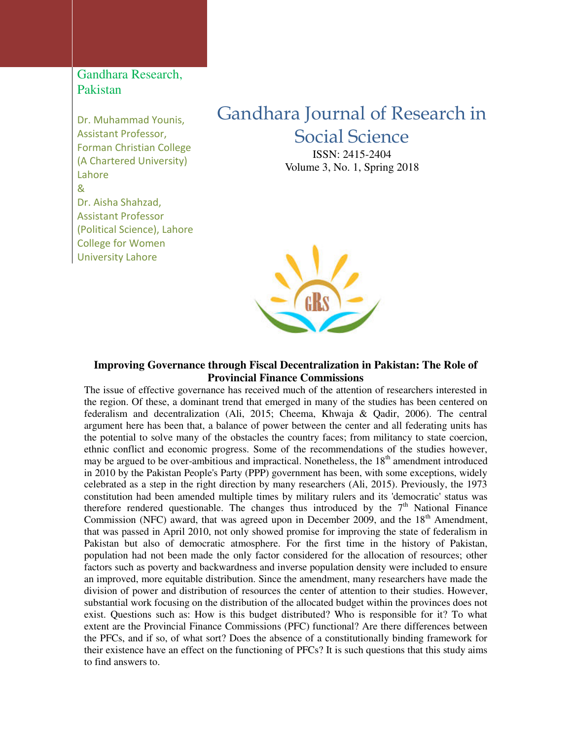Gandhara Research, Pakistan

Dr. Muhammad Younis, Assistant Professor, Forman Christian College (A Chartered University) Lahore

&

Dr. Aisha Shahzad, Assistant Professor (Political Science), Lahore College for Women University Lahore

# Gandhara Journal of Research in Social Science

ISSN: 2415-2404

Volume 3, No. 1, Spring 2018

## Improving Governance through Fiscal Decentralization in Pakistan: The Role of Provincial Finance Commissions

The issue of effective governance has received much of the attention of researchers interested in the region. Of these, a dominant trend that emerged in many of the studies has been centered on federalism and decentralization (Ali, 2015; Cheema, Khwaja & Qadir, 2006). The central argument here has been that, a balance of power between the center and all federating units has the potential to solve many of the obstacles the country faces; from militancy to state coercion, ethnic conflict and economic progress. Some of the recommendations of the studies however, may be argued to be over-ambitious and impractical. Nonetheless, the 18th amendment introduced in 2010 by the Pakistan People's Party (PPP) government has been, with some exceptions, widely celebrated as a step in the right direction by many researchers (Ali, 2015). Previously, the 1973 constitution had been amended multiple times by military rulers and its 'democratic' status was therefore rendered questionable. The changes thus introduced by the 7th National Finance Commission (NFC) award, that was agreed upon in December 2009, and the 18th Amendment, that was passed in April 2010, not only showed promise for improving the state of federalism in Pakistan but also of democratic atmosphere. For the first time in the history of Pakistan, population had not been made the only factor considered for the allocation of resources; other factors such as poverty and backwardness and inverse population density were included to ensure an improved, more equitable distribution. Since the amendment, many researchers have made the division of power and distribution of resources the center of attention to their studies. However, substantial work focusing on the distribution of the allocated budget within the provinces does not exist. Questions such as: How is this budget distributed? Who is responsible for it? To what extent are the Provincial Finance Commissions (PFC) functional? Are there differences between the PFCs, and if so, of what sort? Does the absence of a constitutionally binding framework for their existence have an effect on the functioning of PFCs? It is such questions that this study aims to find answers to.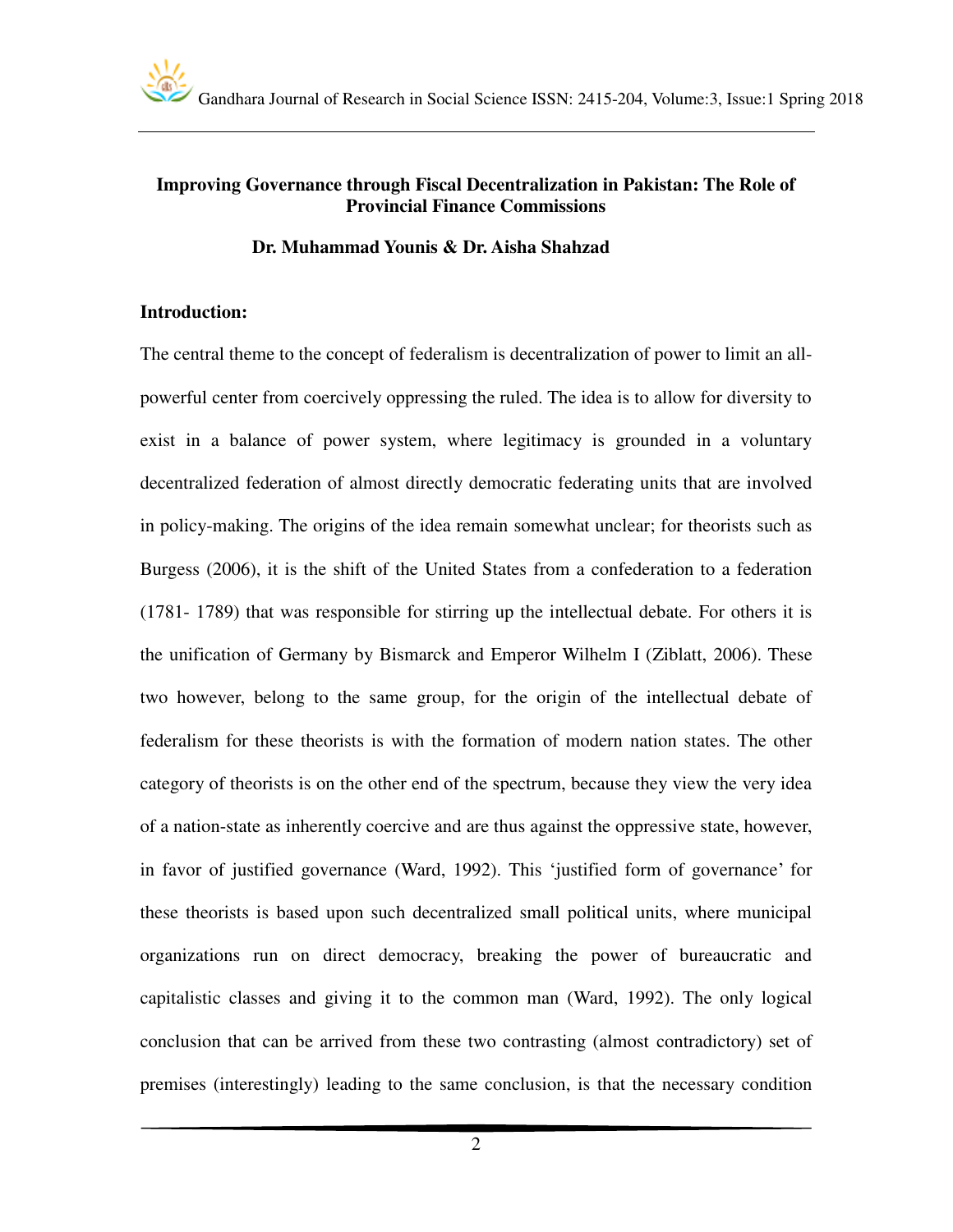**Improving Governance through Fiscal Decentralization in Pakistan: The Role of Provincial Finance Commissions**

**Dr. Muhammad Younis & Dr. Aisha Shahzad**

**Introduction:**

The central theme to the concept of federalism is decentralization of power to limit an all-powerful center from coercively oppressing the ruled. The idea is to allow for diversity to exist in a balance of power system, where legitimacy is grounded in a voluntary decentralized federation of almost directly democratic federating units that are involved in policy-making. The origins of the idea remain somewhat unclear; for theorists such as Burgess (2006), it is the shift of the United States from a confederation to a federation (1781- 1789) that was responsible for stirring up the intellectual debate. For others it is the unification of Germany by Bismarck and Emperor Wilhelm I (Ziblatt, 2006). These two however, belong to the same group, for the origin of the intellectual debate of federalism for these theorists is with the formation of modern nation states. The other category of theorists is on the other end of the spectrum, because they view the very idea of a nation-state as inherently coercive and are thus against the oppressive state, however, in favor of justified governance (Ward, 1992). This 'justified form of governance' for these theorists is based upon such decentralized small political units, where municipal organizations run on direct democracy, breaking the power of bureaucratic and capitalistic classes and giving it to the common man (Ward, 1992). The only logical conclusion that can be arrived from these two contrasting (almost contradictory) set of premises (interestingly) leading to the same conclusion, is that the necessary condition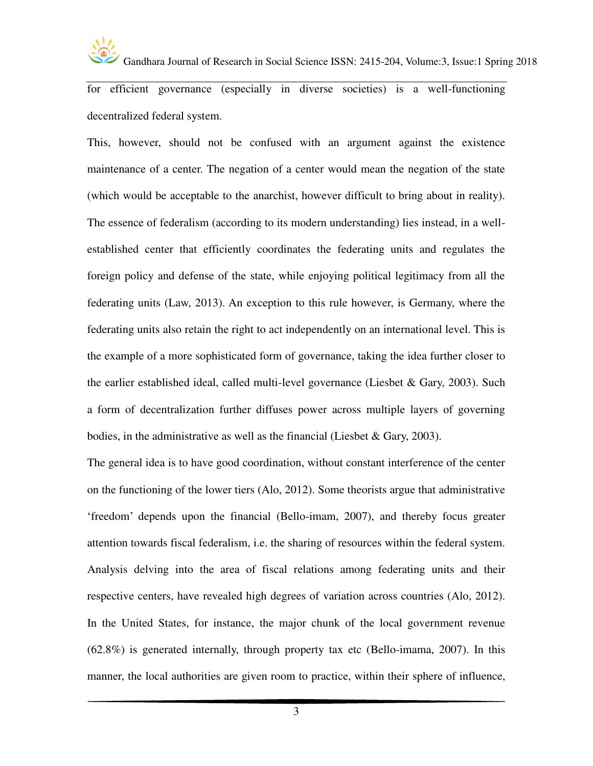for efficient governance (especially in diverse societies) is a well-functioning decentralized federal system.

This, however, should not be confused with an argument against the existence maintenance of a center. The negation of a center would mean the negation of the state (which would be acceptable to the anarchist, however difficult to bring about in reality). The essence of federalism (according to its modern understanding) lies instead, in a well-established center that efficiently coordinates the federating units and regulates the foreign policy and defense of the state, while enjoying political legitimacy from all the federating units (Law, 2013). An exception to this rule however, is Germany, where the federating units also retain the right to act independently on an international level. This is the example of a more sophisticated form of governance, taking the idea further closer to the earlier established ideal, called multi-level governance (Liesbet & Gary, 2003). Such a form of decentralization further diffuses power across multiple layers of governing bodies, in the administrative as well as the financial (Liesbet & Gary, 2003).

The general idea is to have good coordination, without constant interference of the center on the functioning of the lower tiers (Alo, 2012). Some theorists argue that administrative 'freedom' depends upon the financial (Bello-imam, 2007), and thereby focus greater attention towards fiscal federalism, i.e. the sharing of resources within the federal system. Analysis delving into the area of fiscal relations among federating units and their respective centers, have revealed high degrees of variation across countries (Alo, 2012). In the United States, for instance, the major chunk of the local government revenue (62.8%) is generated internally, through property tax etc (Bello-imama, 2007). In this manner, the local authorities are given room to practice, within their sphere of influence,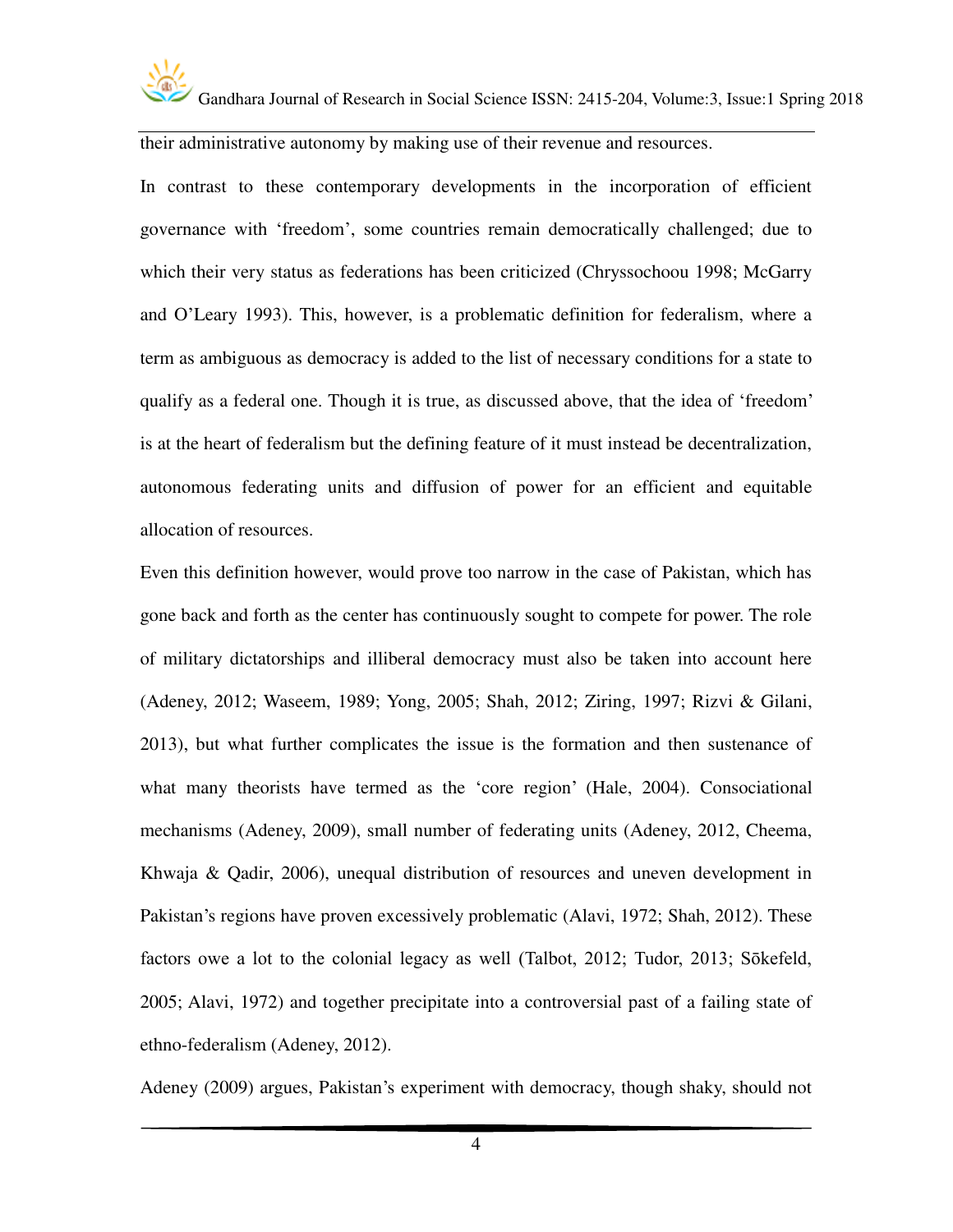their administrative autonomy by making use of their revenue and resources.

In contrast to these contemporary developments in the incorporation of efficient governance with 'freedom', some countries remain democratically challenged; due to which their very status as federations has been criticized (Chryssochoou 1998; McGarry and O'Leary 1993). This, however, is a problematic definition for federalism, where a term as ambiguous as democracy is added to the list of necessary conditions for a state to qualify as a federal one. Though it is true, as discussed above, that the idea of 'freedom' is at the heart of federalism but the defining feature of it must instead be decentralization, autonomous federating units and diffusion of power for an efficient and equitable allocation of resources.

Even this definition however, would prove too narrow in the case of Pakistan, which has gone back and forth as the center has continuously sought to compete for power. The role of military dictatorships and illiberal democracy must also be taken into account here (Adeney, 2012; Waseem, 1989; Yong, 2005; Shah, 2012; Ziring, 1997; Rizvi & Gilani, 2013), but what further complicates the issue is the formation and then sustenance of what many theorists have termed as the 'core region' (Hale, 2004). Consociational mechanisms (Adeney, 2009), small number of federating units (Adeney, 2012, Cheema, Khwaja & Qadir, 2006), unequal distribution of resources and uneven development in Pakistan's regions have proven excessively problematic (Alavi, 1972; Shah, 2012). These factors owe a lot to the colonial legacy as well (Talbot, 2012; Tudor, 2013; Sōkefeld, 2005; Alavi, 1972) and together precipitate into a controversial past of a failing state of ethno-federalism (Adeney, 2012).

Adeney (2009) argues, Pakistan's experiment with democracy, though shaky, should not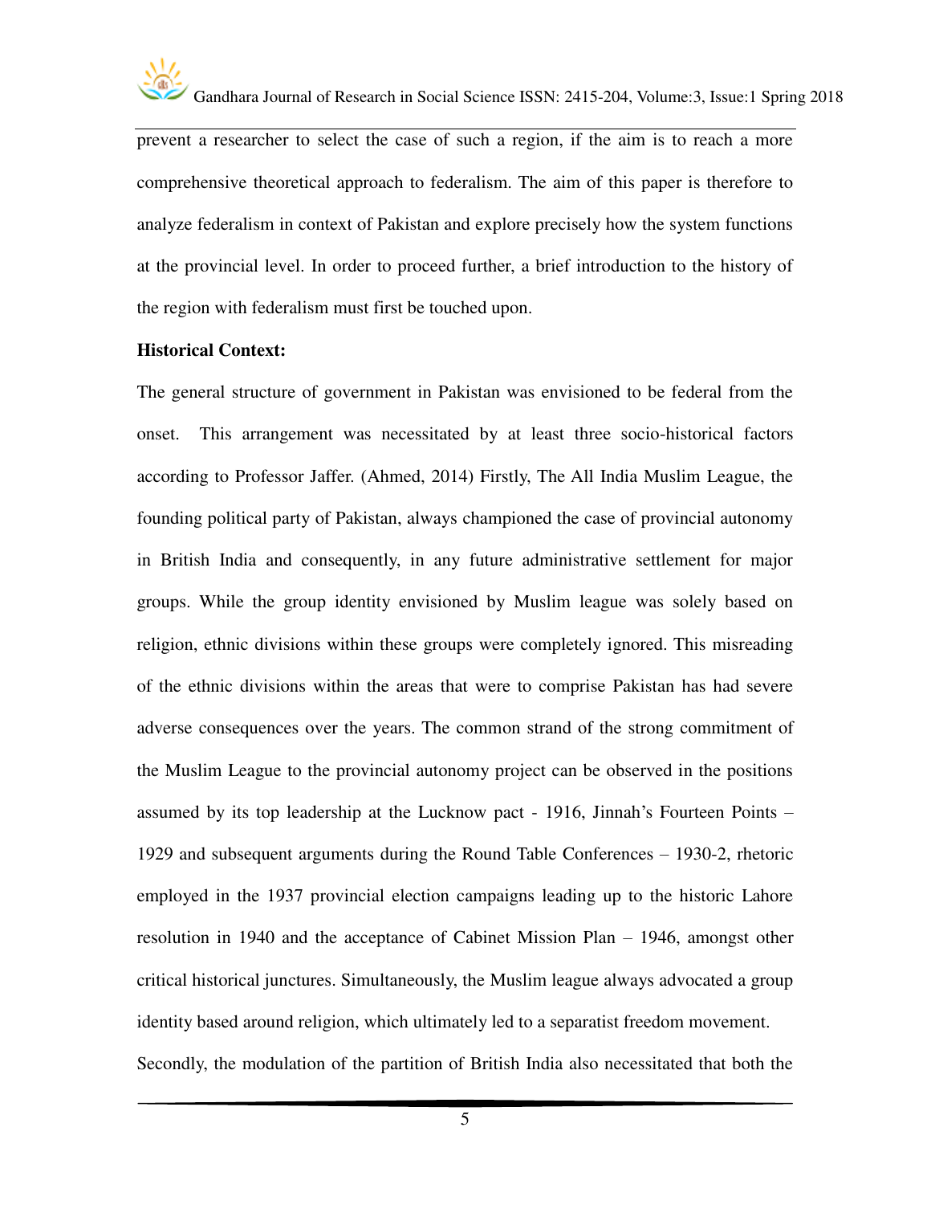prevent a researcher to select the case of such a region, if the aim is to reach a more comprehensive theoretical approach to federalism. The aim of this paper is therefore to analyze federalism in context of Pakistan and explore precisely how the system functions at the provincial level. In order to proceed further, a brief introduction to the history of the region with federalism must first be touched upon.

**Historical Context:**

The general structure of government in Pakistan was envisioned to be federal from the onset. This arrangement was necessitated by at least three socio-historical factors according to Professor Jaffer. (Ahmed, 2014) Firstly, The All India Muslim League, the founding political party of Pakistan, always championed the case of provincial autonomy in British India and consequently, in any future administrative settlement for major groups. While the group identity envisioned by Muslim league was solely based on religion, ethnic divisions within these groups were completely ignored. This misreading of the ethnic divisions within the areas that were to comprise Pakistan has had severe adverse consequences over the years. The common strand of the strong commitment of the Muslim League to the provincial autonomy project can be observed in the positions assumed by its top leadership at the Lucknow pact - 1916, Jinnah's Fourteen Points – 1929 and subsequent arguments during the Round Table Conferences – 1930-2, rhetoric employed in the 1937 provincial election campaigns leading up to the historic Lahore resolution in 1940 and the acceptance of Cabinet Mission Plan – 1946, amongst other critical historical junctures. Simultaneously, the Muslim league always advocated a group identity based around religion, which ultimately led to a separatist freedom movement.

Secondly, the modulation of the partition of British India also necessitated that both the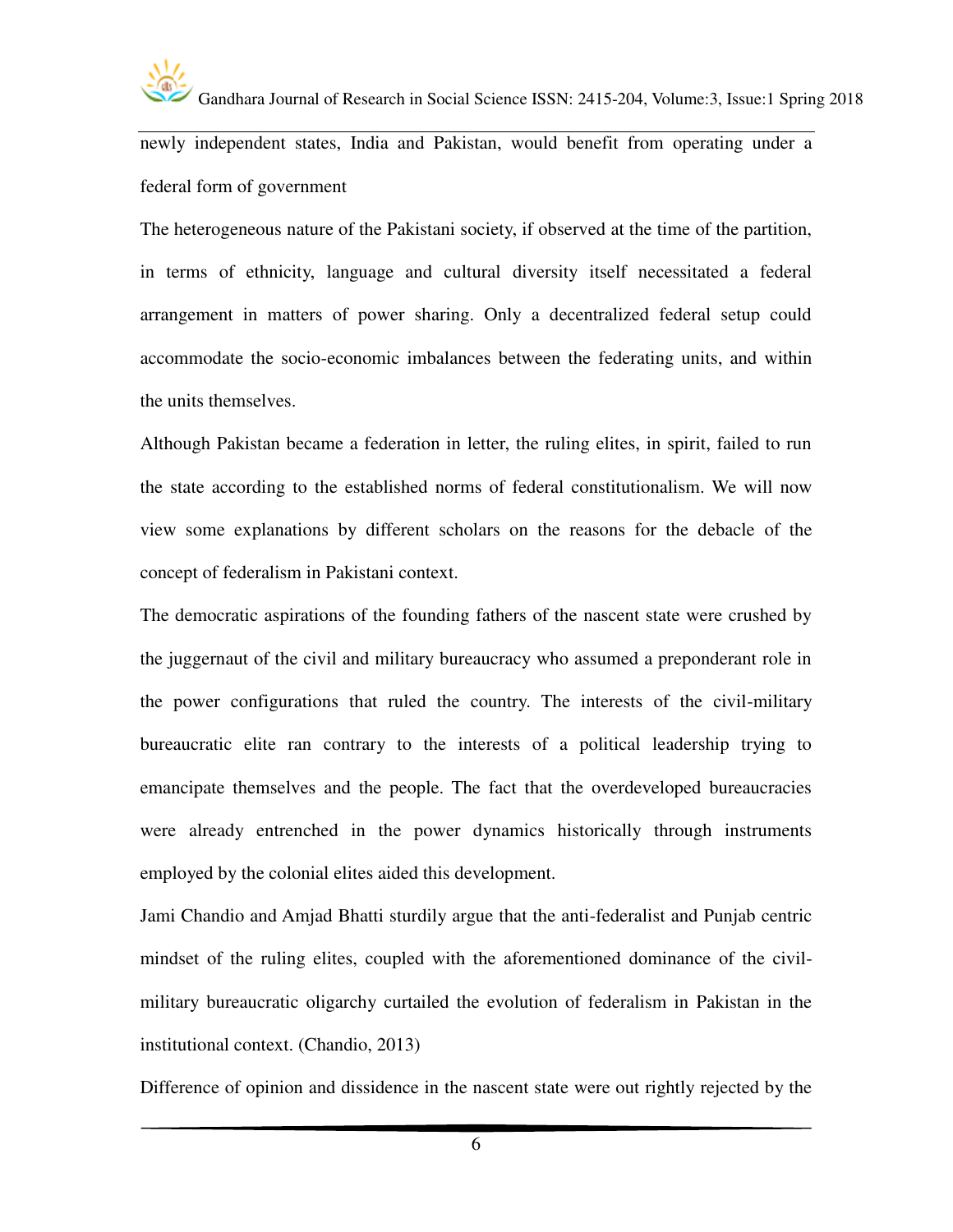newly independent states, India and Pakistan, would benefit from operating under a federal form of government

The heterogeneous nature of the Pakistani society, if observed at the time of the partition, in terms of ethnicity, language and cultural diversity itself necessitated a federal arrangement in matters of power sharing. Only a decentralized federal setup could accommodate the socio-economic imbalances between the federating units, and within the units themselves.

Although Pakistan became a federation in letter, the ruling elites, in spirit, failed to run the state according to the established norms of federal constitutionalism. We will now view some explanations by different scholars on the reasons for the debacle of the concept of federalism in Pakistani context.

The democratic aspirations of the founding fathers of the nascent state were crushed by the juggernaut of the civil and military bureaucracy who assumed a preponderant role in the power configurations that ruled the country. The interests of the civil-military bureaucratic elite ran contrary to the interests of a political leadership trying to emancipate themselves and the people. The fact that the overdeveloped bureaucracies were already entrenched in the power dynamics historically through instruments employed by the colonial elites aided this development.

Jami Chandio and Amjad Bhatti sturdily argue that the anti-federalist and Punjab centric mindset of the ruling elites, coupled with the aforementioned dominance of the civil-military bureaucratic oligarchy curtailed the evolution of federalism in Pakistan in the institutional context. (Chandio, 2013)

Difference of opinion and dissidence in the nascent state were out rightly rejected by the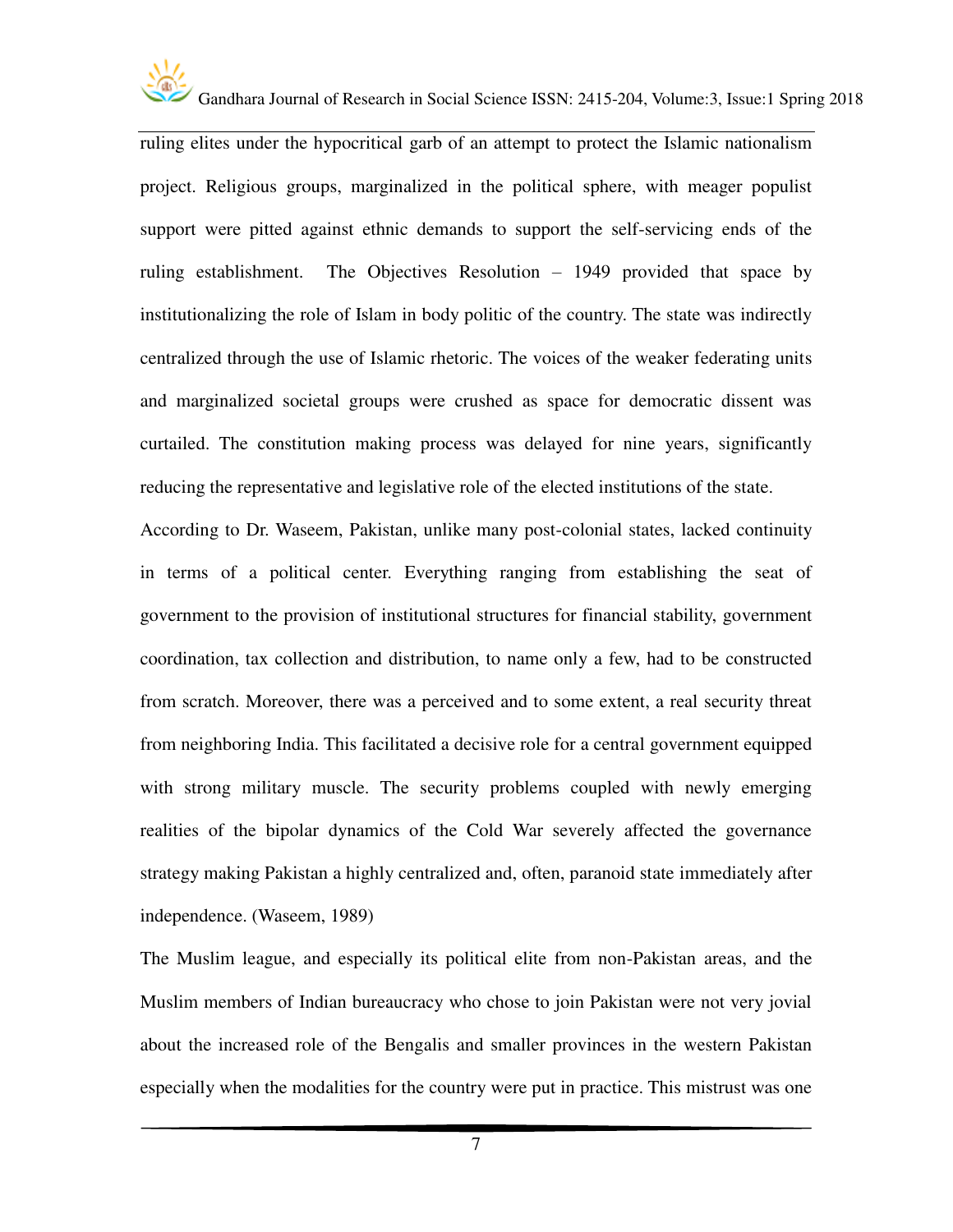ruling elites under the hypocritical garb of an attempt to protect the Islamic nationalism project. Religious groups, marginalized in the political sphere, with meager populist support were pitted against ethnic demands to support the self-servicing ends of the ruling establishment. The Objectives Resolution – 1949 provided that space by institutionalizing the role of Islam in body politic of the country. The state was indirectly centralized through the use of Islamic rhetoric. The voices of the weaker federating units and marginalized societal groups were crushed as space for democratic dissent was curtailed. The constitution making process was delayed for nine years, significantly reducing the representative and legislative role of the elected institutions of the state.

According to Dr. Waseem, Pakistan, unlike many post-colonial states, lacked continuity in terms of a political center. Everything ranging from establishing the seat of government to the provision of institutional structures for financial stability, government coordination, tax collection and distribution, to name only a few, had to be constructed from scratch. Moreover, there was a perceived and to some extent, a real security threat from neighboring India. This facilitated a decisive role for a central government equipped with strong military muscle. The security problems coupled with newly emerging realities of the bipolar dynamics of the Cold War severely affected the governance strategy making Pakistan a highly centralized and, often, paranoid state immediately after independence. (Waseem, 1989)

The Muslim league, and especially its political elite from non-Pakistan areas, and the Muslim members of Indian bureaucracy who chose to join Pakistan were not very jovial about the increased role of the Bengalis and smaller provinces in the western Pakistan especially when the modalities for the country were put in practice. This mistrust was one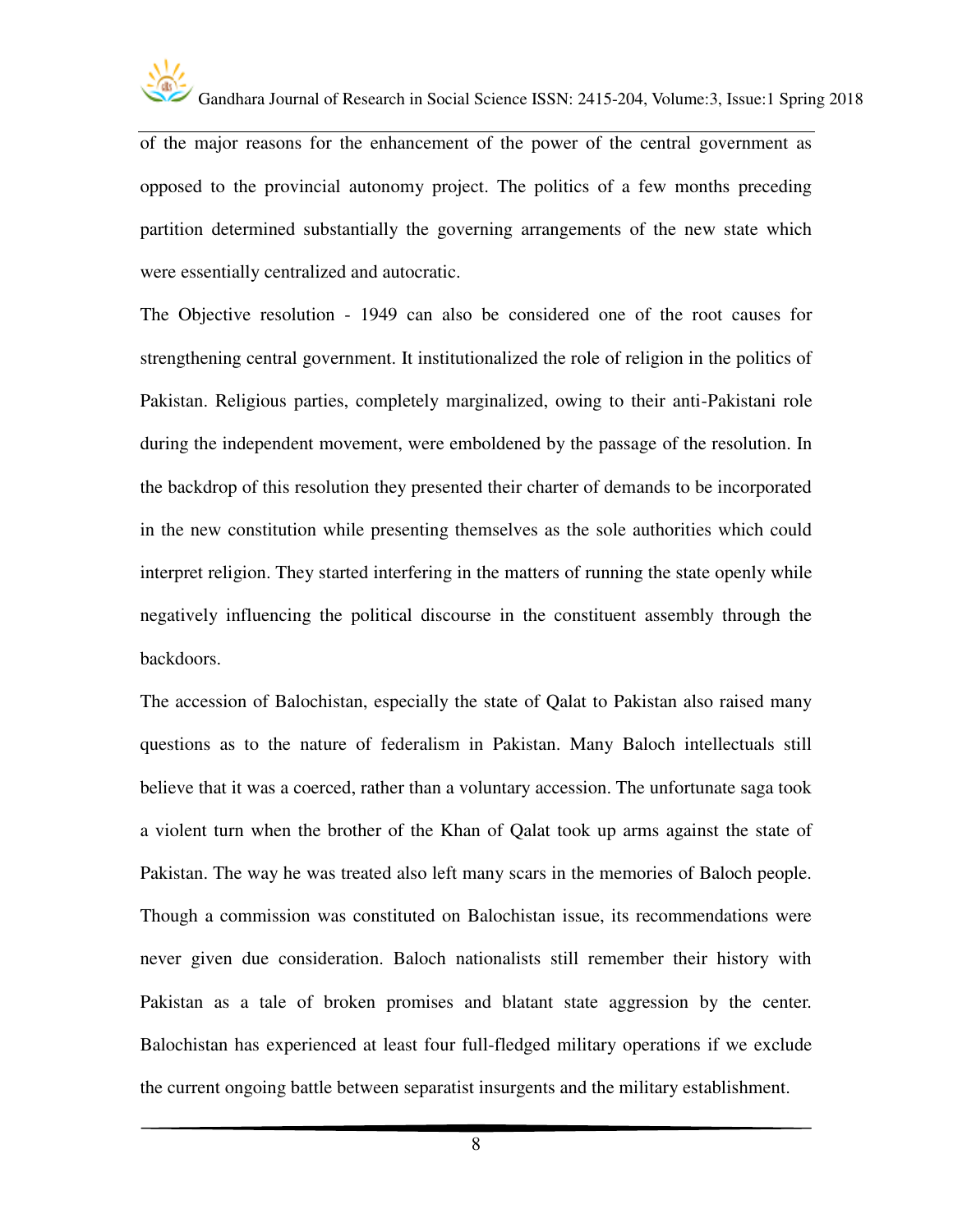of the major reasons for the enhancement of the power of the central government as opposed to the provincial autonomy project. The politics of a few months preceding partition determined substantially the governing arrangements of the new state which were essentially centralized and autocratic.

The Objective resolution - 1949 can also be considered one of the root causes for strengthening central government. It institutionalized the role of religion in the politics of Pakistan. Religious parties, completely marginalized, owing to their anti-Pakistani role during the independent movement, were emboldened by the passage of the resolution. In the backdrop of this resolution they presented their charter of demands to be incorporated in the new constitution while presenting themselves as the sole authorities which could interpret religion. They started interfering in the matters of running the state openly while negatively influencing the political discourse in the constituent assembly through the backdoors.

The accession of Balochistan, especially the state of Qalat to Pakistan also raised many questions as to the nature of federalism in Pakistan. Many Baloch intellectuals still believe that it was a coerced, rather than a voluntary accession. The unfortunate saga took a violent turn when the brother of the Khan of Qalat took up arms against the state of Pakistan. The way he was treated also left many scars in the memories of Baloch people. Though a commission was constituted on Balochistan issue, its recommendations were never given due consideration. Baloch nationalists still remember their history with Pakistan as a tale of broken promises and blatant state aggression by the center. Balochistan has experienced at least four full-fledged military operations if we exclude the current ongoing battle between separatist insurgents and the military establishment.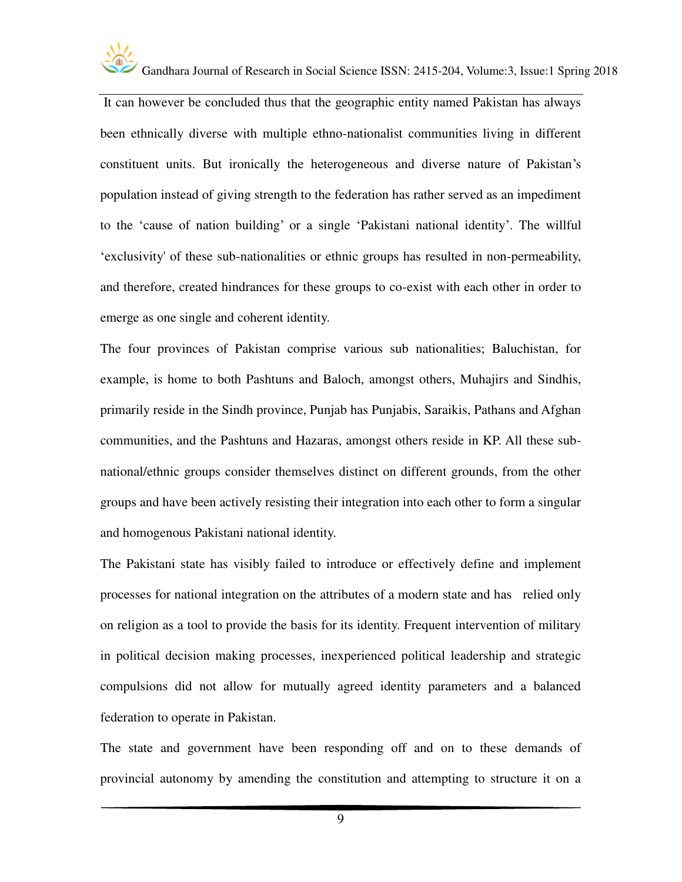It can however be concluded thus that the geographic entity named Pakistan has always been ethnically diverse with multiple ethno-nationalist communities living in different constituent units. But ironically the heterogeneous and diverse nature of Pakistan's population instead of giving strength to the federation has rather served as an impediment to the 'cause of nation building' or a single 'Pakistani national identity'. The willful 'exclusivity' of these sub-nationalities or ethnic groups has resulted in non-permeability, and therefore, created hindrances for these groups to co-exist with each other in order to emerge as one single and coherent identity.

The four provinces of Pakistan comprise various sub nationalities; Baluchistan, for example, is home to both Pashtuns and Baloch, amongst others, Muhajirs and Sindhis, primarily reside in the Sindh province, Punjab has Punjabis, Saraikis, Pathans and Afghan communities, and the Pashtuns and Hazaras, amongst others reside in KP. All these sub-national/ethnic groups consider themselves distinct on different grounds, from the other groups and have been actively resisting their integration into each other to form a singular and homogenous Pakistani national identity.

The Pakistani state has visibly failed to introduce or effectively define and implement processes for national integration on the attributes of a modern state and has relied only on religion as a tool to provide the basis for its identity. Frequent intervention of military in political decision making processes, inexperienced political leadership and strategic compulsions did not allow for mutually agreed identity parameters and a balanced federation to operate in Pakistan.

The state and government have been responding off and on to these demands of provincial autonomy by amending the constitution and attempting to structure it on a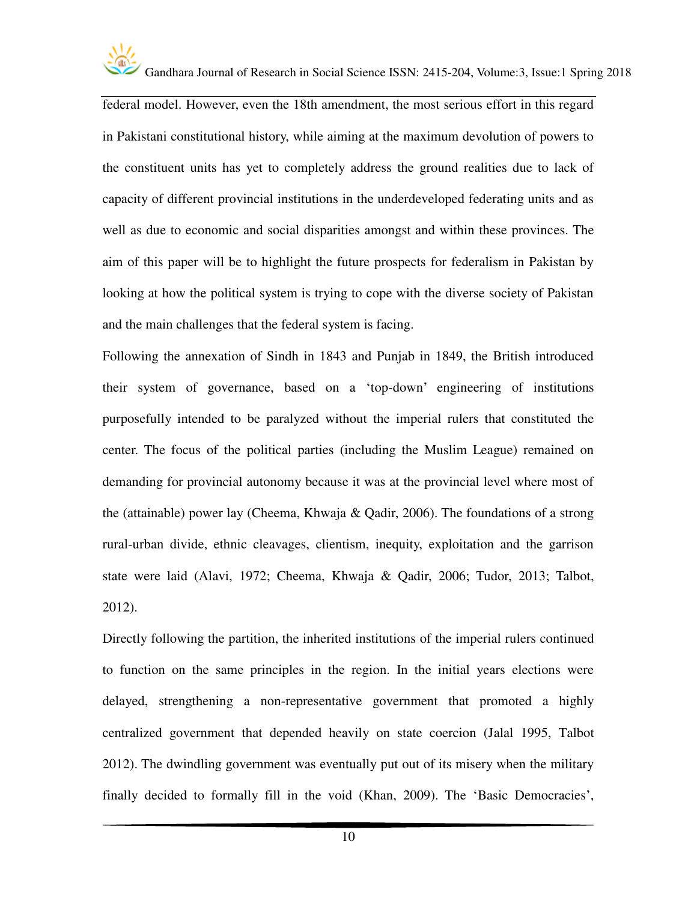federal model. However, even the 18th amendment, the most serious effort in this regard in Pakistani constitutional history, while aiming at the maximum devolution of powers to the constituent units has yet to completely address the ground realities due to lack of capacity of different provincial institutions in the underdeveloped federating units and as well as due to economic and social disparities amongst and within these provinces. The aim of this paper will be to highlight the future prospects for federalism in Pakistan by looking at how the political system is trying to cope with the diverse society of Pakistan and the main challenges that the federal system is facing.

Following the annexation of Sindh in 1843 and Punjab in 1849, the British introduced their system of governance, based on a 'top-down' engineering of institutions purposefully intended to be paralyzed without the imperial rulers that constituted the center. The focus of the political parties (including the Muslim League) remained on demanding for provincial autonomy because it was at the provincial level where most of the (attainable) power lay (Cheema, Khwaja & Qadir, 2006). The foundations of a strong rural-urban divide, ethnic cleavages, clientism, inequity, exploitation and the garrison state were laid (Alavi, 1972; Cheema, Khwaja & Qadir, 2006; Tudor, 2013; Talbot, 2012).

Directly following the partition, the inherited institutions of the imperial rulers continued to function on the same principles in the region. In the initial years elections were delayed, strengthening a non-representative government that promoted a highly centralized government that depended heavily on state coercion (Jalal 1995, Talbot 2012). The dwindling government was eventually put out of its misery when the military finally decided to formally fill in the void (Khan, 2009). The 'Basic Democracies',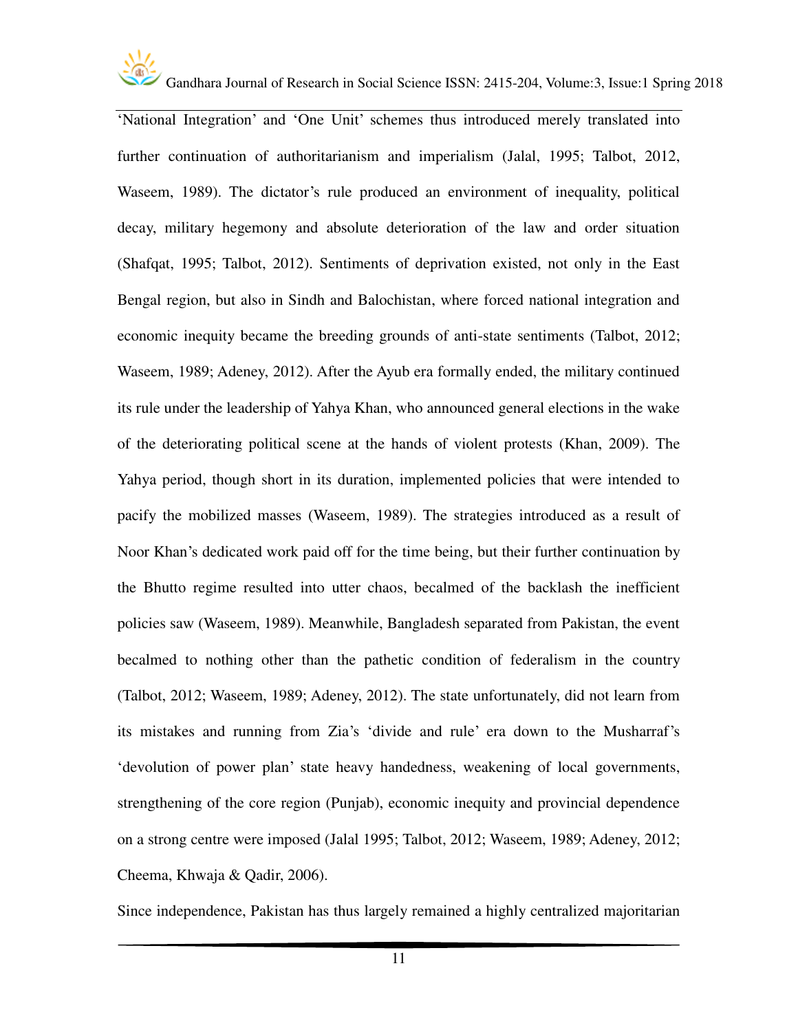'National Integration' and 'One Unit' schemes thus introduced merely translated into further continuation of authoritarianism and imperialism (Jalal, 1995; Talbot, 2012, Waseem, 1989). The dictator's rule produced an environment of inequality, political decay, military hegemony and absolute deterioration of the law and order situation (Shafqat, 1995; Talbot, 2012). Sentiments of deprivation existed, not only in the East Bengal region, but also in Sindh and Balochistan, where forced national integration and economic inequity became the breeding grounds of anti-state sentiments (Talbot, 2012; Waseem, 1989; Adeney, 2012). After the Ayub era formally ended, the military continued its rule under the leadership of Yahya Khan, who announced general elections in the wake of the deteriorating political scene at the hands of violent protests (Khan, 2009). The Yahya period, though short in its duration, implemented policies that were intended to pacify the mobilized masses (Waseem, 1989). The strategies introduced as a result of Noor Khan's dedicated work paid off for the time being, but their further continuation by the Bhutto regime resulted into utter chaos, becalmed of the backlash the inefficient policies saw (Waseem, 1989). Meanwhile, Bangladesh separated from Pakistan, the event becalmed to nothing other than the pathetic condition of federalism in the country (Talbot, 2012; Waseem, 1989; Adeney, 2012). The state unfortunately, did not learn from its mistakes and running from Zia's 'divide and rule' era down to the Musharraf's 'devolution of power plan' state heavy handedness, weakening of local governments, strengthening of the core region (Punjab), economic inequity and provincial dependence on a strong centre were imposed (Jalal 1995; Talbot, 2012; Waseem, 1989; Adeney, 2012; Cheema, Khwaja & Qadir, 2006).

Since independence, Pakistan has thus largely remained a highly centralized majoritarian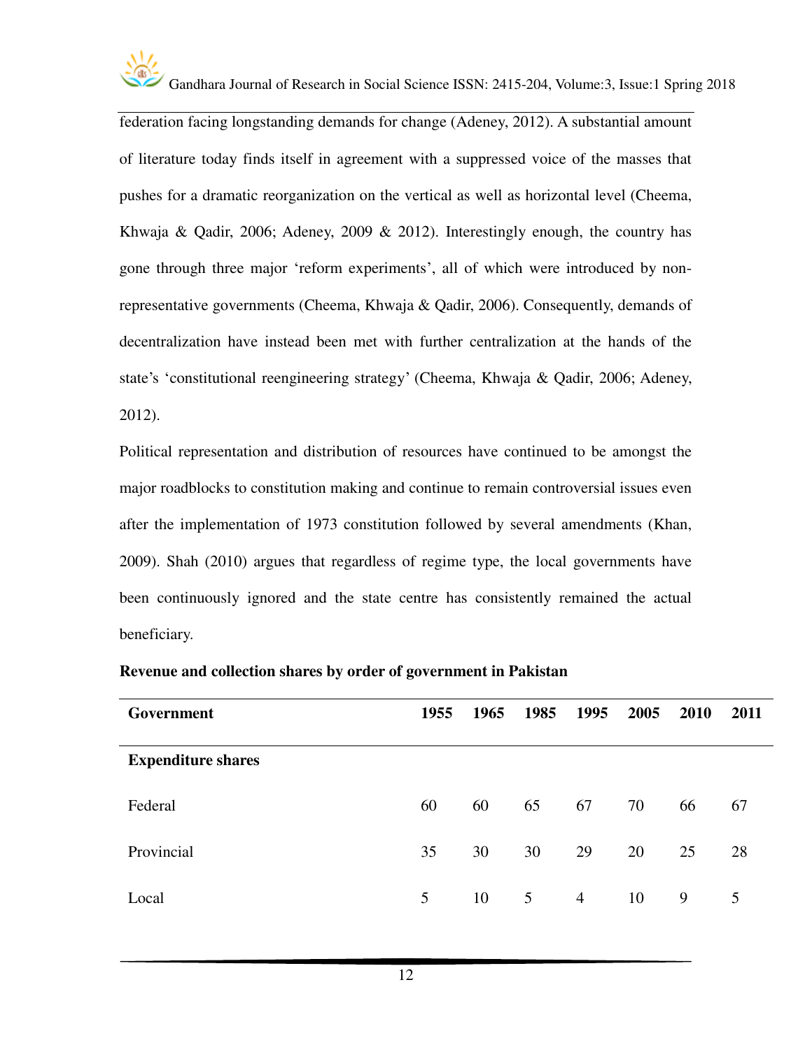federation facing longstanding demands for change (Adeney, 2012). A substantial amount of literature today finds itself in agreement with a suppressed voice of the masses that pushes for a dramatic reorganization on the vertical as well as horizontal level (Cheema, Khwaja & Qadir, 2006; Adeney, 2009 & 2012). Interestingly enough, the country has gone through three major 'reform experiments', all of which were introduced by non-representative governments (Cheema, Khwaja & Qadir, 2006). Consequently, demands of decentralization have instead been met with further centralization at the hands of the state's 'constitutional reengineering strategy' (Cheema, Khwaja & Qadir, 2006; Adeney, 2012).

Political representation and distribution of resources have continued to be amongst the major roadblocks to constitution making and continue to remain controversial issues even after the implementation of 1973 constitution followed by several amendments (Khan, 2009). Shah (2010) argues that regardless of regime type, the local governments have been continuously ignored and the state centre has consistently remained the actual beneficiary.

**Revenue and collection shares by order of government in Pakistan**

| Government | 1955 | 1965 | 1985 | 1995 | 2005 | 2010 | 2011 |
|---|---|---|---|---|---|---|---|
| **Expenditure shares** | | | | | | | |
| Federal | 60 | 60 | 65 | 67 | 70 | 66 | 67 |
| Provincial | 35 | 30 | 30 | 29 | 20 | 25 | 28 |
| Local | 5 | 10 | 5 | 4 | 10 | 9 | 5 |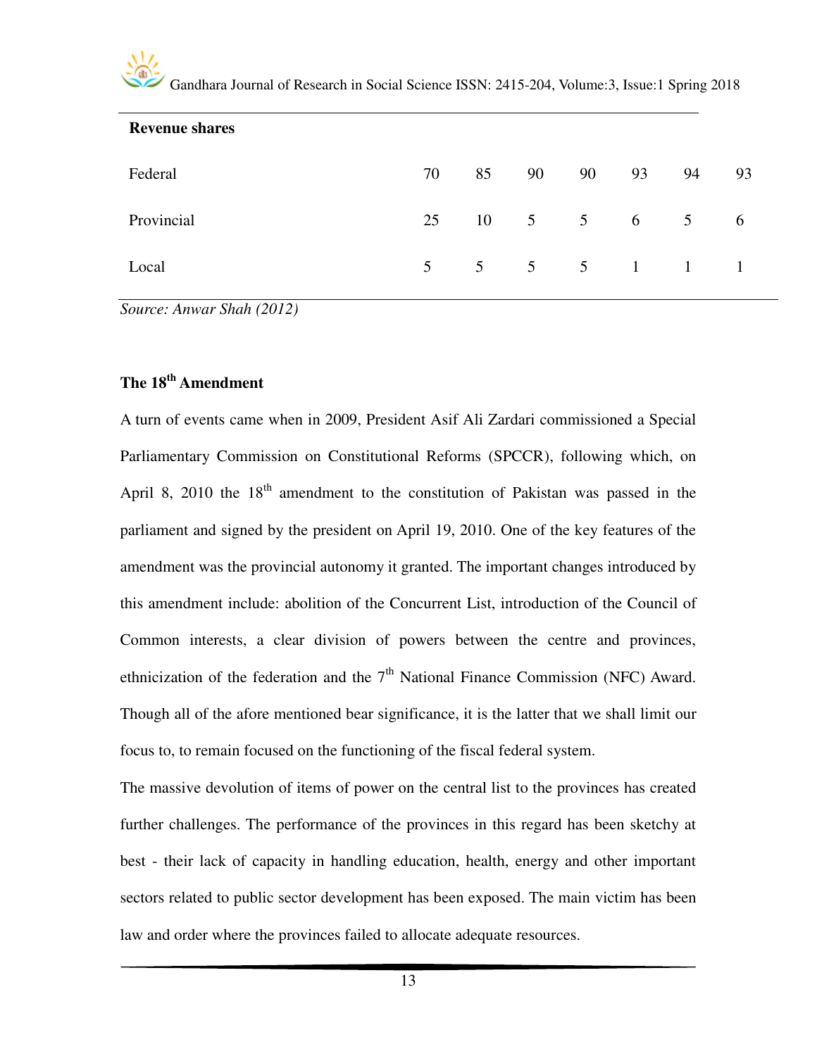| Revenue shares | | | | | | | |
|---|---|---|---|---|---|---|---|
| Federal | 70 | 85 | 90 | 90 | 93 | 94 | 93 |
| Provincial | 25 | 10 | 5 | 5 | 6 | 5 | 6 |
| Local | 5 | 5 | 5 | 5 | 1 | 1 | 1 |

*Source: Anwar Shah (2012)*

### The 18th Amendment

A turn of events came when in 2009, President Asif Ali Zardari commissioned a Special Parliamentary Commission on Constitutional Reforms (SPCCR), following which, on April 8, 2010 the 18th amendment to the constitution of Pakistan was passed in the parliament and signed by the president on April 19, 2010. One of the key features of the amendment was the provincial autonomy it granted. The important changes introduced by this amendment include: abolition of the Concurrent List, introduction of the Council of Common interests, a clear division of powers between the centre and provinces, ethnicization of the federation and the 7th National Finance Commission (NFC) Award. Though all of the afore mentioned bear significance, it is the latter that we shall limit our focus to, to remain focused on the functioning of the fiscal federal system.

The massive devolution of items of power on the central list to the provinces has created further challenges. The performance of the provinces in this regard has been sketchy at best - their lack of capacity in handling education, health, energy and other important sectors related to public sector development has been exposed. The main victim has been law and order where the provinces failed to allocate adequate resources.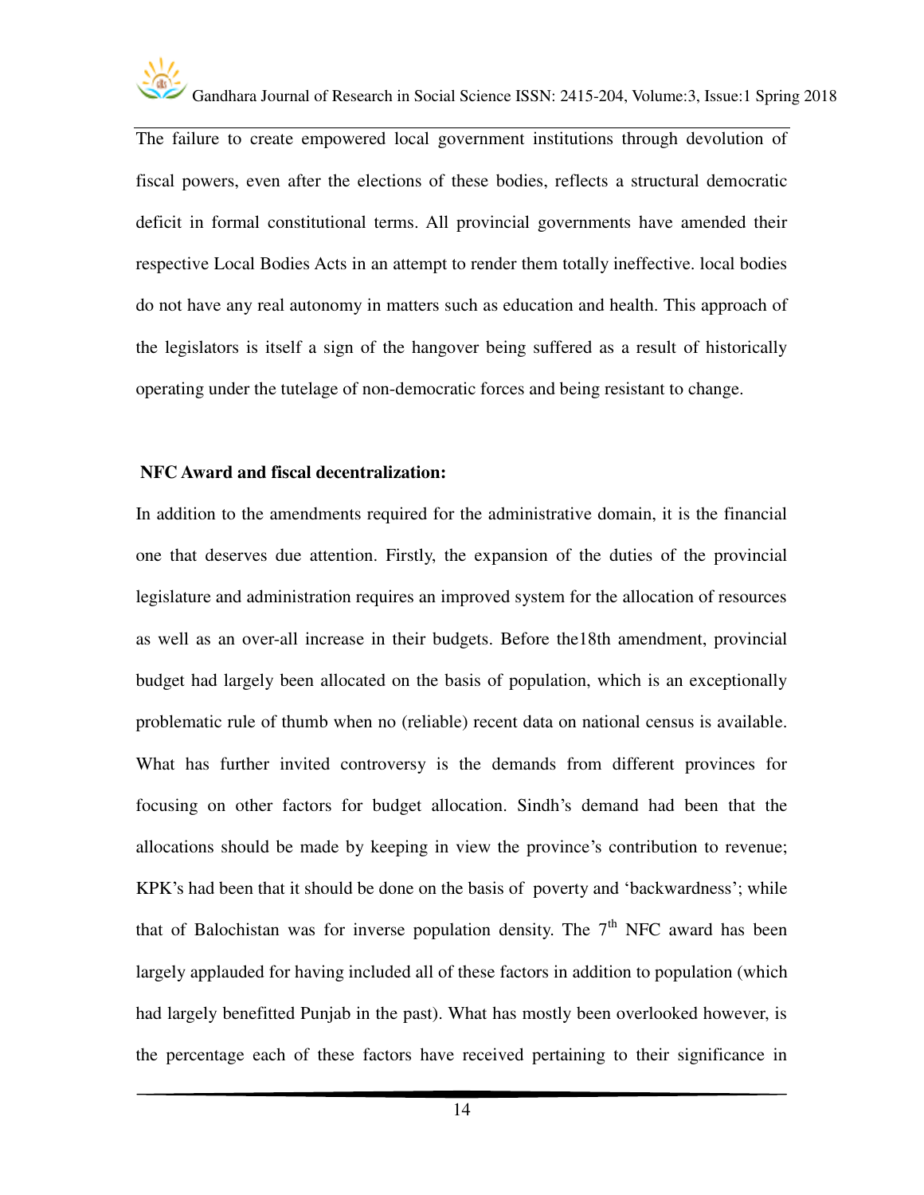The failure to create empowered local government institutions through devolution of fiscal powers, even after the elections of these bodies, reflects a structural democratic deficit in formal constitutional terms. All provincial governments have amended their respective Local Bodies Acts in an attempt to render them totally ineffective. local bodies do not have any real autonomy in matters such as education and health. This approach of the legislators is itself a sign of the hangover being suffered as a result of historically operating under the tutelage of non-democratic forces and being resistant to change.

**NFC Award and fiscal decentralization:**

In addition to the amendments required for the administrative domain, it is the financial one that deserves due attention. Firstly, the expansion of the duties of the provincial legislature and administration requires an improved system for the allocation of resources as well as an over-all increase in their budgets. Before the18th amendment, provincial budget had largely been allocated on the basis of population, which is an exceptionally problematic rule of thumb when no (reliable) recent data on national census is available. What has further invited controversy is the demands from different provinces for focusing on other factors for budget allocation. Sindh's demand had been that the allocations should be made by keeping in view the province's contribution to revenue; KPK's had been that it should be done on the basis of poverty and 'backwardness'; while that of Balochistan was for inverse population density. The 7th NFC award has been largely applauded for having included all of these factors in addition to population (which had largely benefitted Punjab in the past). What has mostly been overlooked however, is the percentage each of these factors have received pertaining to their significance in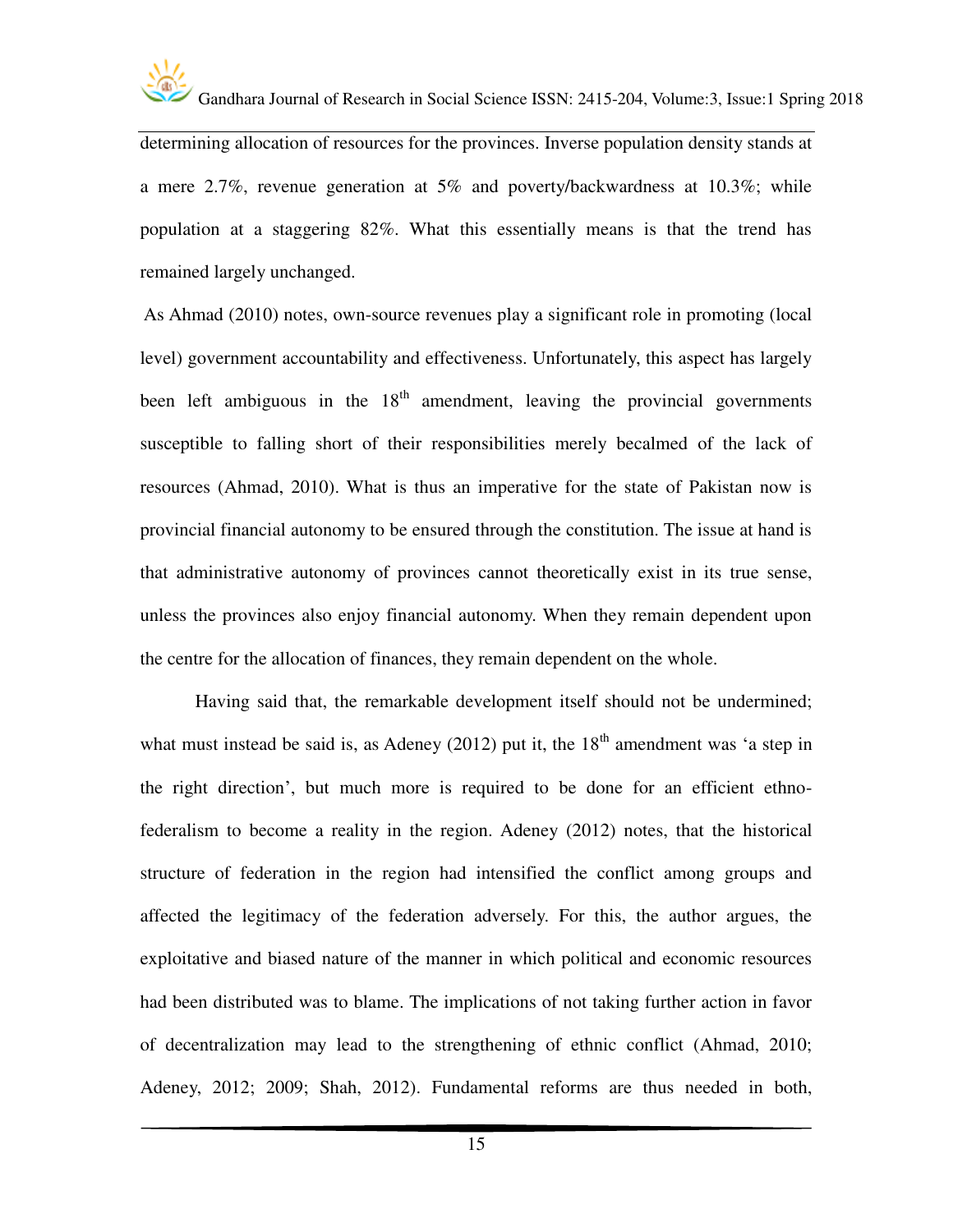determining allocation of resources for the provinces. Inverse population density stands at a mere 2.7%, revenue generation at 5% and poverty/backwardness at 10.3%; while population at a staggering 82%. What this essentially means is that the trend has remained largely unchanged.

As Ahmad (2010) notes, own-source revenues play a significant role in promoting (local level) government accountability and effectiveness. Unfortunately, this aspect has largely been left ambiguous in the 18th amendment, leaving the provincial governments susceptible to falling short of their responsibilities merely becalmed of the lack of resources (Ahmad, 2010). What is thus an imperative for the state of Pakistan now is provincial financial autonomy to be ensured through the constitution. The issue at hand is that administrative autonomy of provinces cannot theoretically exist in its true sense, unless the provinces also enjoy financial autonomy. When they remain dependent upon the centre for the allocation of finances, they remain dependent on the whole.

Having said that, the remarkable development itself should not be undermined; what must instead be said is, as Adeney (2012) put it, the 18th amendment was 'a step in the right direction', but much more is required to be done for an efficient ethno-federalism to become a reality in the region. Adeney (2012) notes, that the historical structure of federation in the region had intensified the conflict among groups and affected the legitimacy of the federation adversely. For this, the author argues, the exploitative and biased nature of the manner in which political and economic resources had been distributed was to blame. The implications of not taking further action in favor of decentralization may lead to the strengthening of ethnic conflict (Ahmad, 2010; Adeney, 2012; 2009; Shah, 2012). Fundamental reforms are thus needed in both,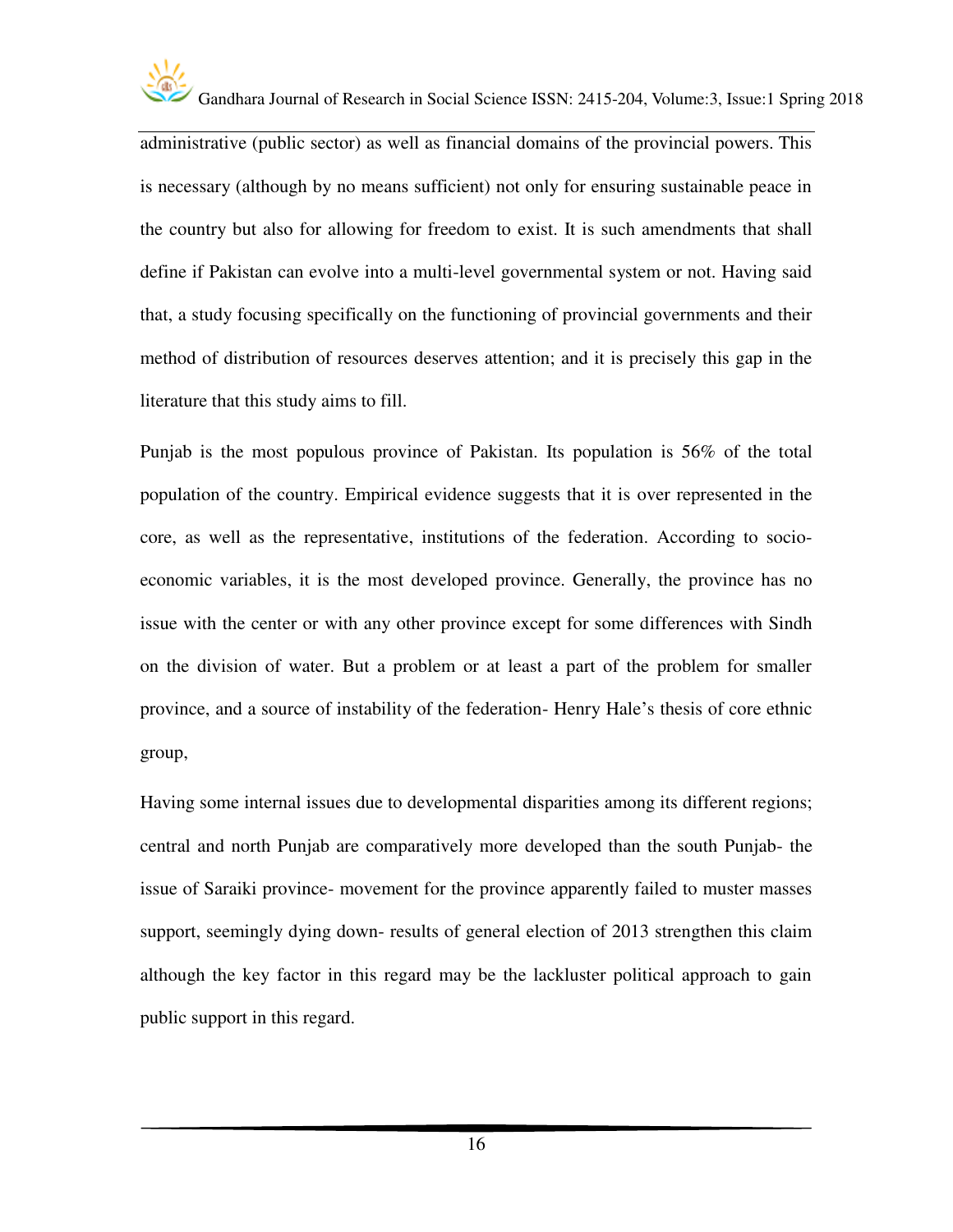administrative (public sector) as well as financial domains of the provincial powers. This is necessary (although by no means sufficient) not only for ensuring sustainable peace in the country but also for allowing for freedom to exist. It is such amendments that shall define if Pakistan can evolve into a multi-level governmental system or not. Having said that, a study focusing specifically on the functioning of provincial governments and their method of distribution of resources deserves attention; and it is precisely this gap in the literature that this study aims to fill.

Punjab is the most populous province of Pakistan. Its population is 56% of the total population of the country. Empirical evidence suggests that it is over represented in the core, as well as the representative, institutions of the federation. According to socio-economic variables, it is the most developed province. Generally, the province has no issue with the center or with any other province except for some differences with Sindh on the division of water. But a problem or at least a part of the problem for smaller province, and a source of instability of the federation- Henry Hale's thesis of core ethnic group,

Having some internal issues due to developmental disparities among its different regions; central and north Punjab are comparatively more developed than the south Punjab- the issue of Saraiki province- movement for the province apparently failed to muster masses support, seemingly dying down- results of general election of 2013 strengthen this claim although the key factor in this regard may be the lackluster political approach to gain public support in this regard.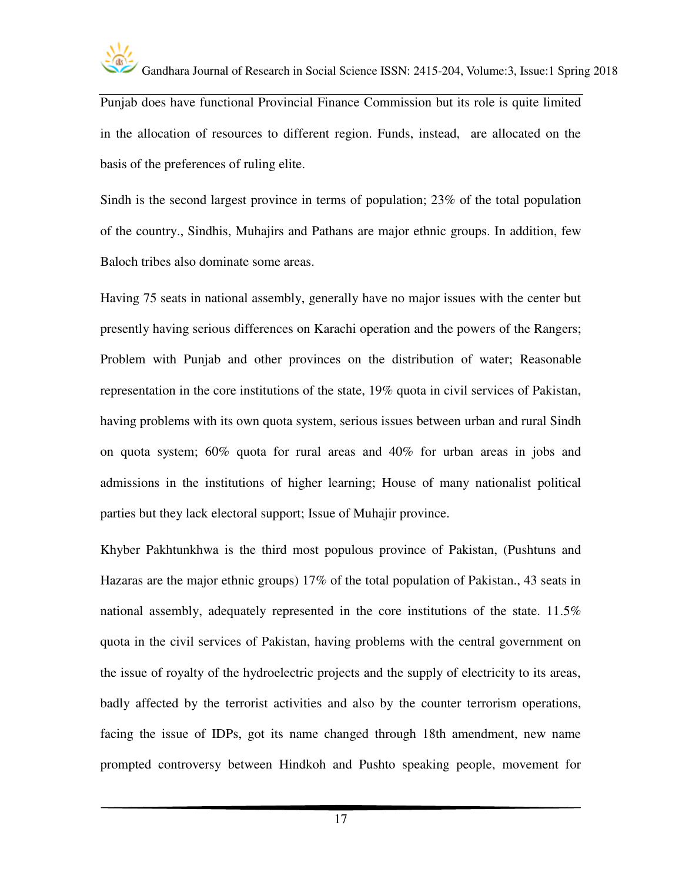Punjab does have functional Provincial Finance Commission but its role is quite limited in the allocation of resources to different region. Funds, instead, are allocated on the basis of the preferences of ruling elite.

Sindh is the second largest province in terms of population; 23% of the total population of the country., Sindhis, Muhajirs and Pathans are major ethnic groups. In addition, few Baloch tribes also dominate some areas.

Having 75 seats in national assembly, generally have no major issues with the center but presently having serious differences on Karachi operation and the powers of the Rangers; Problem with Punjab and other provinces on the distribution of water; Reasonable representation in the core institutions of the state, 19% quota in civil services of Pakistan, having problems with its own quota system, serious issues between urban and rural Sindh on quota system; 60% quota for rural areas and 40% for urban areas in jobs and admissions in the institutions of higher learning; House of many nationalist political parties but they lack electoral support; Issue of Muhajir province.

Khyber Pakhtunkhwa is the third most populous province of Pakistan, (Pushtuns and Hazaras are the major ethnic groups) 17% of the total population of Pakistan., 43 seats in national assembly, adequately represented in the core institutions of the state. 11.5% quota in the civil services of Pakistan, having problems with the central government on the issue of royalty of the hydroelectric projects and the supply of electricity to its areas, badly affected by the terrorist activities and also by the counter terrorism operations, facing the issue of IDPs, got its name changed through 18th amendment, new name prompted controversy between Hindkoh and Pushto speaking people, movement for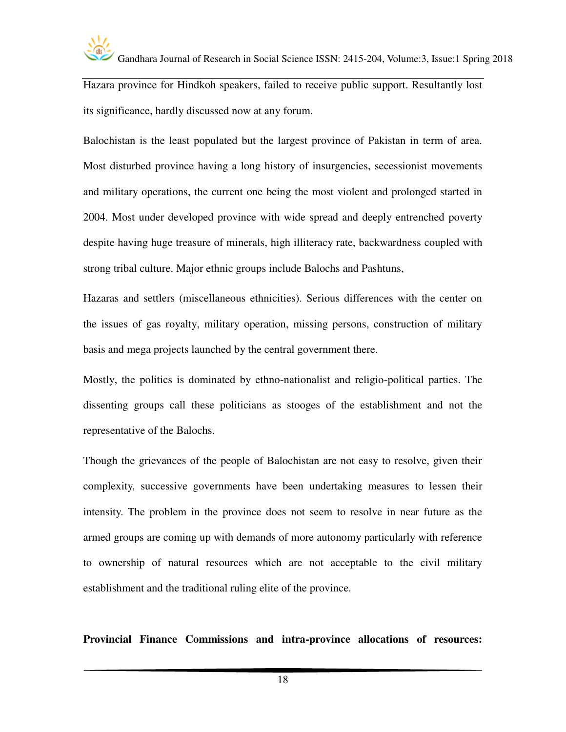Hazara province for Hindkoh speakers, failed to receive public support. Resultantly lost its significance, hardly discussed now at any forum.

Balochistan is the least populated but the largest province of Pakistan in term of area. Most disturbed province having a long history of insurgencies, secessionist movements and military operations, the current one being the most violent and prolonged started in 2004. Most under developed province with wide spread and deeply entrenched poverty despite having huge treasure of minerals, high illiteracy rate, backwardness coupled with strong tribal culture. Major ethnic groups include Balochs and Pashtuns,

Hazaras and settlers (miscellaneous ethnicities). Serious differences with the center on the issues of gas royalty, military operation, missing persons, construction of military basis and mega projects launched by the central government there.

Mostly, the politics is dominated by ethno-nationalist and religio-political parties. The dissenting groups call these politicians as stooges of the establishment and not the representative of the Balochs.

Though the grievances of the people of Balochistan are not easy to resolve, given their complexity, successive governments have been undertaking measures to lessen their intensity. The problem in the province does not seem to resolve in near future as the armed groups are coming up with demands of more autonomy particularly with reference to ownership of natural resources which are not acceptable to the civil military establishment and the traditional ruling elite of the province.

**Provincial Finance Commissions and intra-province allocations of resources:**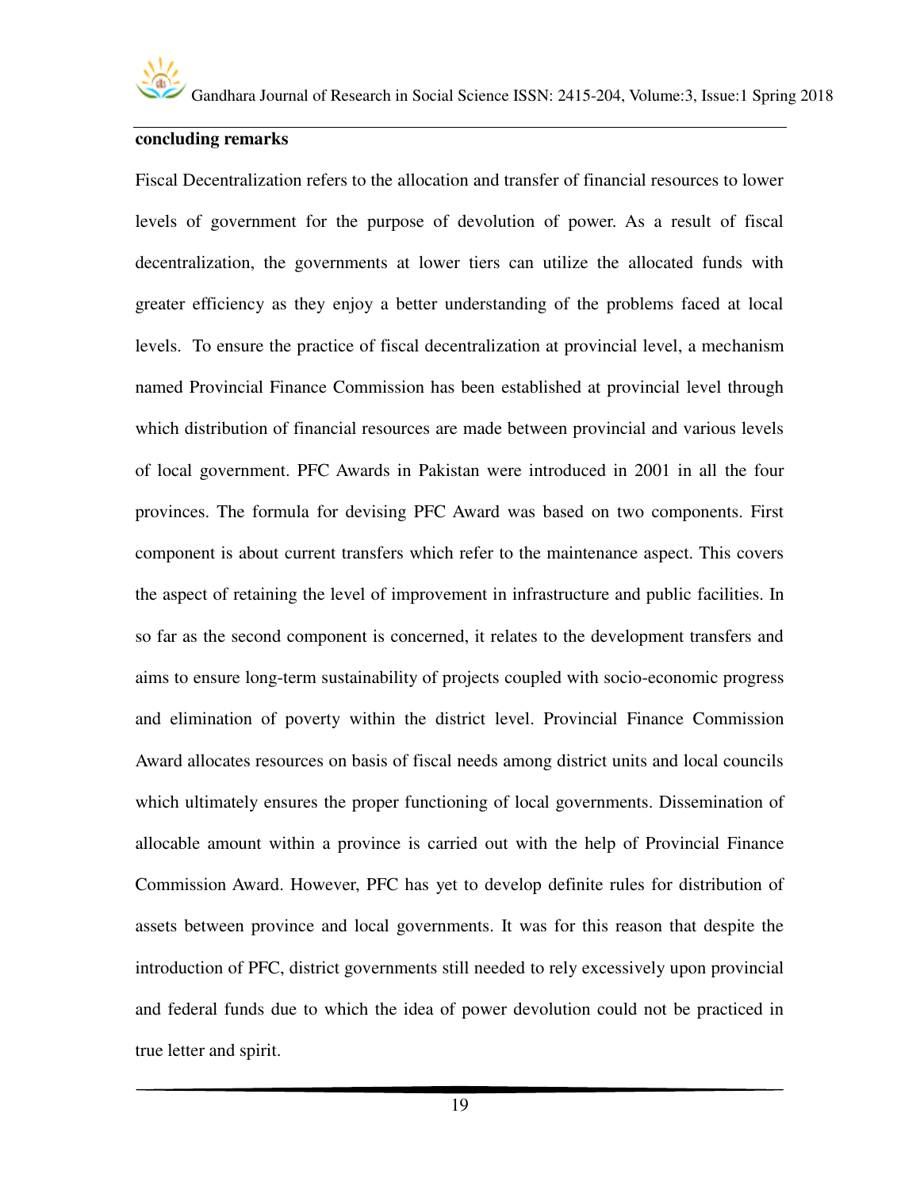**concluding remarks**

Fiscal Decentralization refers to the allocation and transfer of financial resources to lower levels of government for the purpose of devolution of power. As a result of fiscal decentralization, the governments at lower tiers can utilize the allocated funds with greater efficiency as they enjoy a better understanding of the problems faced at local levels. To ensure the practice of fiscal decentralization at provincial level, a mechanism named Provincial Finance Commission has been established at provincial level through which distribution of financial resources are made between provincial and various levels of local government. PFC Awards in Pakistan were introduced in 2001 in all the four provinces. The formula for devising PFC Award was based on two components. First component is about current transfers which refer to the maintenance aspect. This covers the aspect of retaining the level of improvement in infrastructure and public facilities. In so far as the second component is concerned, it relates to the development transfers and aims to ensure long-term sustainability of projects coupled with socio-economic progress and elimination of poverty within the district level. Provincial Finance Commission Award allocates resources on basis of fiscal needs among district units and local councils which ultimately ensures the proper functioning of local governments. Dissemination of allocable amount within a province is carried out with the help of Provincial Finance Commission Award. However, PFC has yet to develop definite rules for distribution of assets between province and local governments. It was for this reason that despite the introduction of PFC, district governments still needed to rely excessively upon provincial and federal funds due to which the idea of power devolution could not be practiced in true letter and spirit.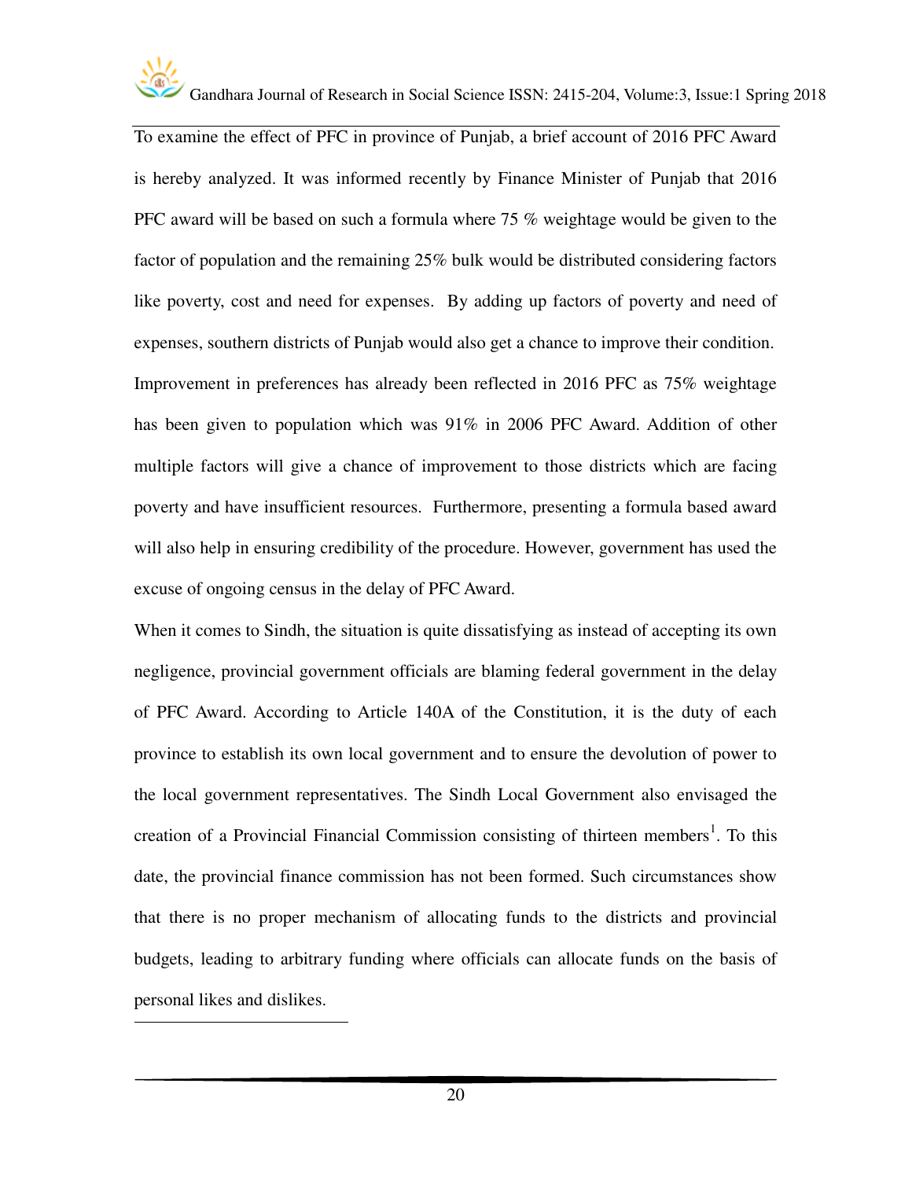To examine the effect of PFC in province of Punjab, a brief account of 2016 PFC Award is hereby analyzed. It was informed recently by Finance Minister of Punjab that 2016 PFC award will be based on such a formula where 75 % weightage would be given to the factor of population and the remaining 25% bulk would be distributed considering factors like poverty, cost and need for expenses. By adding up factors of poverty and need of expenses, southern districts of Punjab would also get a chance to improve their condition. Improvement in preferences has already been reflected in 2016 PFC as 75% weightage has been given to population which was 91% in 2006 PFC Award. Addition of other multiple factors will give a chance of improvement to those districts which are facing poverty and have insufficient resources. Furthermore, presenting a formula based award will also help in ensuring credibility of the procedure. However, government has used the excuse of ongoing census in the delay of PFC Award.

When it comes to Sindh, the situation is quite dissatisfying as instead of accepting its own negligence, provincial government officials are blaming federal government in the delay of PFC Award. According to Article 140A of the Constitution, it is the duty of each province to establish its own local government and to ensure the devolution of power to the local government representatives. The Sindh Local Government also envisaged the creation of a Provincial Financial Commission consisting of thirteen members[1]. To this date, the provincial finance commission has not been formed. Such circumstances show that there is no proper mechanism of allocating funds to the districts and provincial budgets, leading to arbitrary funding where officials can allocate funds on the basis of personal likes and dislikes.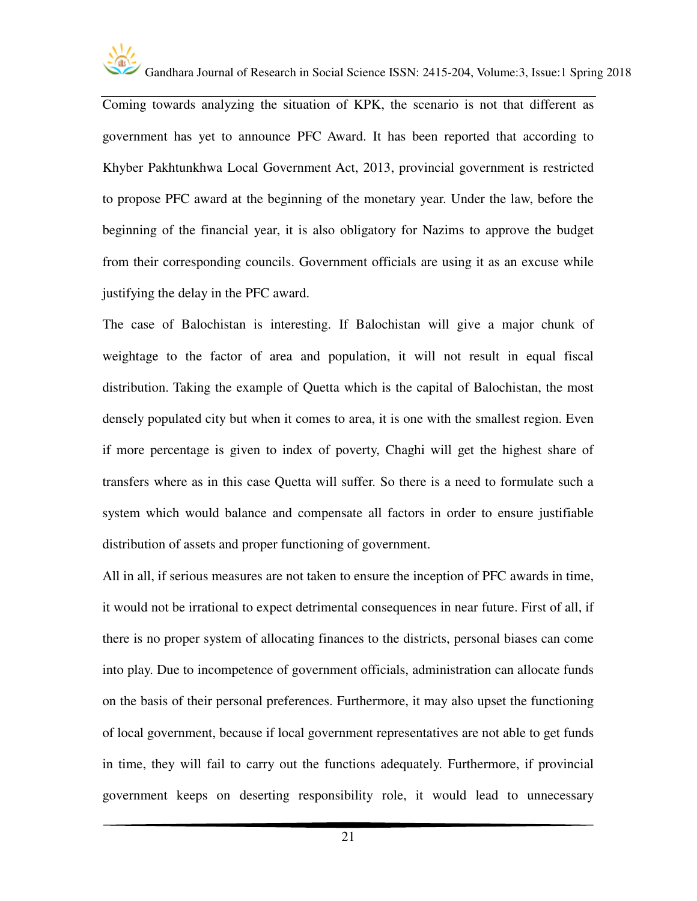Coming towards analyzing the situation of KPK, the scenario is not that different as government has yet to announce PFC Award. It has been reported that according to Khyber Pakhtunkhwa Local Government Act, 2013, provincial government is restricted to propose PFC award at the beginning of the monetary year. Under the law, before the beginning of the financial year, it is also obligatory for Nazims to approve the budget from their corresponding councils. Government officials are using it as an excuse while justifying the delay in the PFC award.

The case of Balochistan is interesting. If Balochistan will give a major chunk of weightage to the factor of area and population, it will not result in equal fiscal distribution. Taking the example of Quetta which is the capital of Balochistan, the most densely populated city but when it comes to area, it is one with the smallest region. Even if more percentage is given to index of poverty, Chaghi will get the highest share of transfers where as in this case Quetta will suffer. So there is a need to formulate such a system which would balance and compensate all factors in order to ensure justifiable distribution of assets and proper functioning of government.

All in all, if serious measures are not taken to ensure the inception of PFC awards in time, it would not be irrational to expect detrimental consequences in near future. First of all, if there is no proper system of allocating finances to the districts, personal biases can come into play. Due to incompetence of government officials, administration can allocate funds on the basis of their personal preferences. Furthermore, it may also upset the functioning of local government, because if local government representatives are not able to get funds in time, they will fail to carry out the functions adequately. Furthermore, if provincial government keeps on deserting responsibility role, it would lead to unnecessary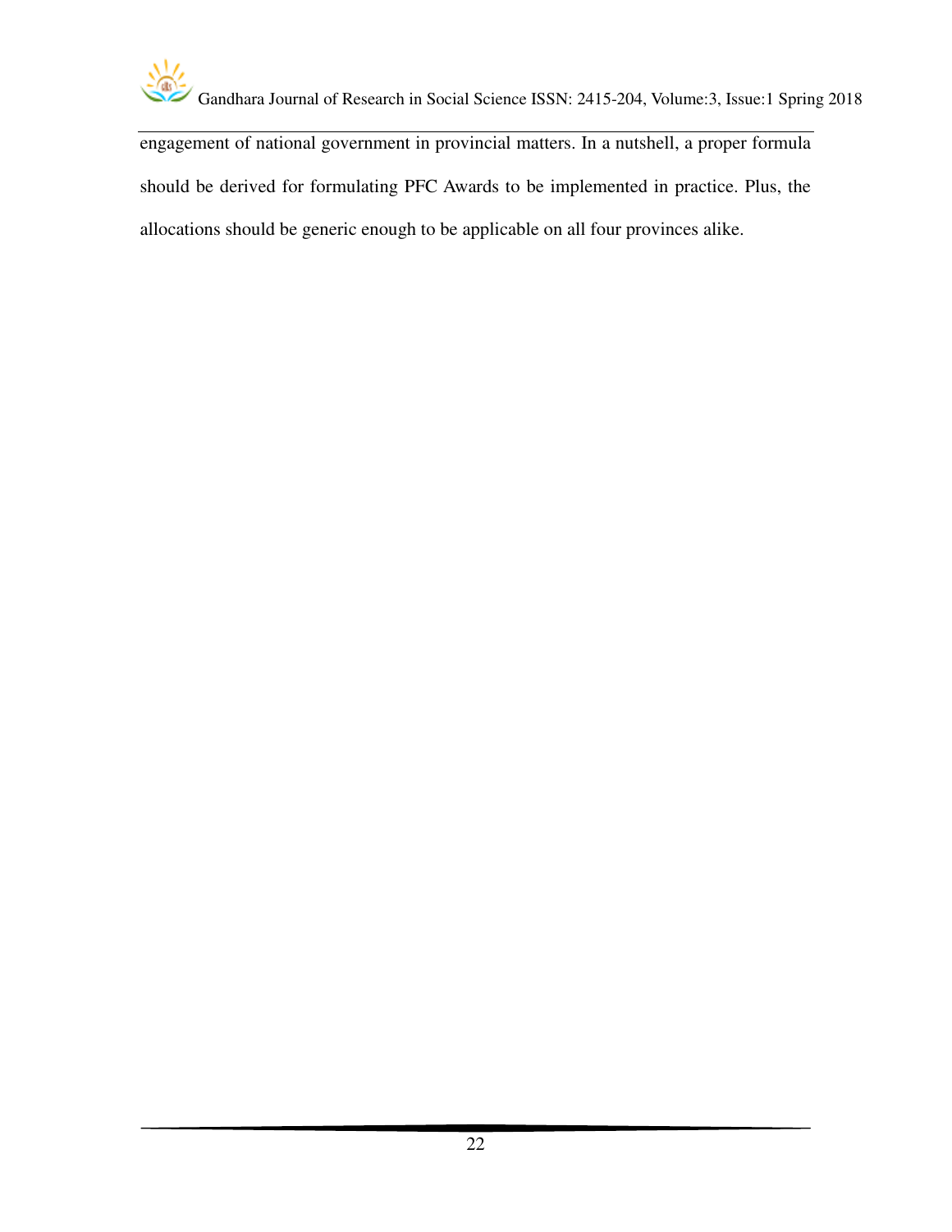engagement of national government in provincial matters. In a nutshell, a proper formula should be derived for formulating PFC Awards to be implemented in practice. Plus, the allocations should be generic enough to be applicable on all four provinces alike.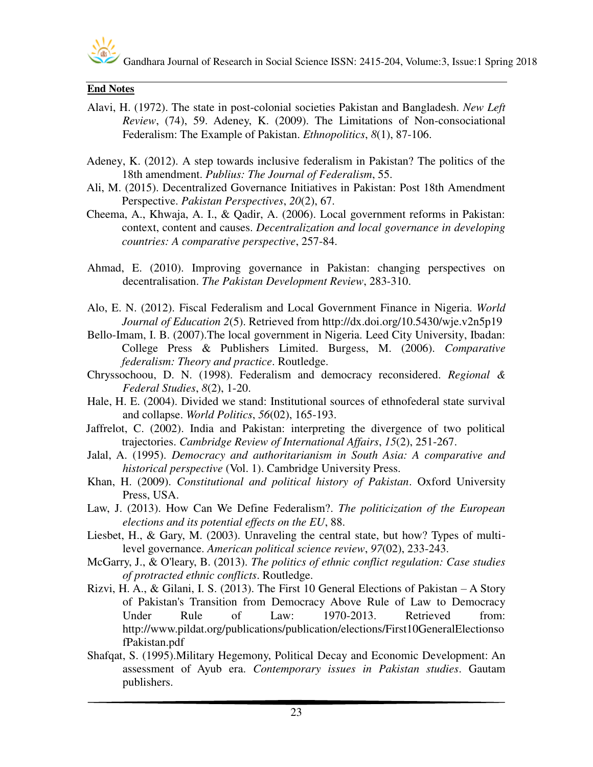**End Notes**

Alavi, H. (1972). The state in post-colonial societies Pakistan and Bangladesh. *New Left Review*, (74), 59. Adeney, K. (2009). The Limitations of Non-consociational Federalism: The Example of Pakistan. *Ethnopolitics*, *8*(1), 87-106.

Adeney, K. (2012). A step towards inclusive federalism in Pakistan? The politics of the 18th amendment. *Publius: The Journal of Federalism*, 55.

Ali, M. (2015). Decentralized Governance Initiatives in Pakistan: Post 18th Amendment Perspective. *Pakistan Perspectives*, *20*(2), 67.

Cheema, A., Khwaja, A. I., & Qadir, A. (2006). Local government reforms in Pakistan: context, content and causes. *Decentralization and local governance in developing countries: A comparative perspective*, 257-84.

Ahmad, E. (2010). Improving governance in Pakistan: changing perspectives on decentralisation. *The Pakistan Development Review*, 283-310.

Alo, E. N. (2012). Fiscal Federalism and Local Government Finance in Nigeria. *World Journal of Education 2*(5). Retrieved from http://dx.doi.org/10.5430/wje.v2n5p19

Bello-Imam, I. B. (2007).The local government in Nigeria. Leed City University, Ibadan: College Press & Publishers Limited. Burgess, M. (2006). *Comparative federalism: Theory and practice*. Routledge.

Chryssochoou, D. N. (1998). Federalism and democracy reconsidered. *Regional & Federal Studies*, *8*(2), 1-20.

Hale, H. E. (2004). Divided we stand: Institutional sources of ethnofederal state survival and collapse. *World Politics*, *56*(02), 165-193.

Jaffrelot, C. (2002). India and Pakistan: interpreting the divergence of two political trajectories. *Cambridge Review of International Affairs*, *15*(2), 251-267.

Jalal, A. (1995). *Democracy and authoritarianism in South Asia: A comparative and historical perspective* (Vol. 1). Cambridge University Press.

Khan, H. (2009). *Constitutional and political history of Pakistan*. Oxford University Press, USA.

Law, J. (2013). How Can We Define Federalism?. *The politicization of the European elections and its potential effects on the EU*, 88.

Liesbet, H., & Gary, M. (2003). Unraveling the central state, but how? Types of multi-level governance. *American political science review*, *97*(02), 233-243.

McGarry, J., & O'leary, B. (2013). *The politics of ethnic conflict regulation: Case studies of protracted ethnic conflicts*. Routledge.

Rizvi, H. A., & Gilani, I. S. (2013). The First 10 General Elections of Pakistan – A Story of Pakistan's Transition from Democracy Above Rule of Law to Democracy Under Rule of Law: 1970-2013. Retrieved from: http://www.pildat.org/publications/publication/elections/First10GeneralElectionsofPakistan.pdf

Shafqat, S. (1995).Military Hegemony, Political Decay and Economic Development: An assessment of Ayub era. *Contemporary issues in Pakistan studies*. Gautam publishers.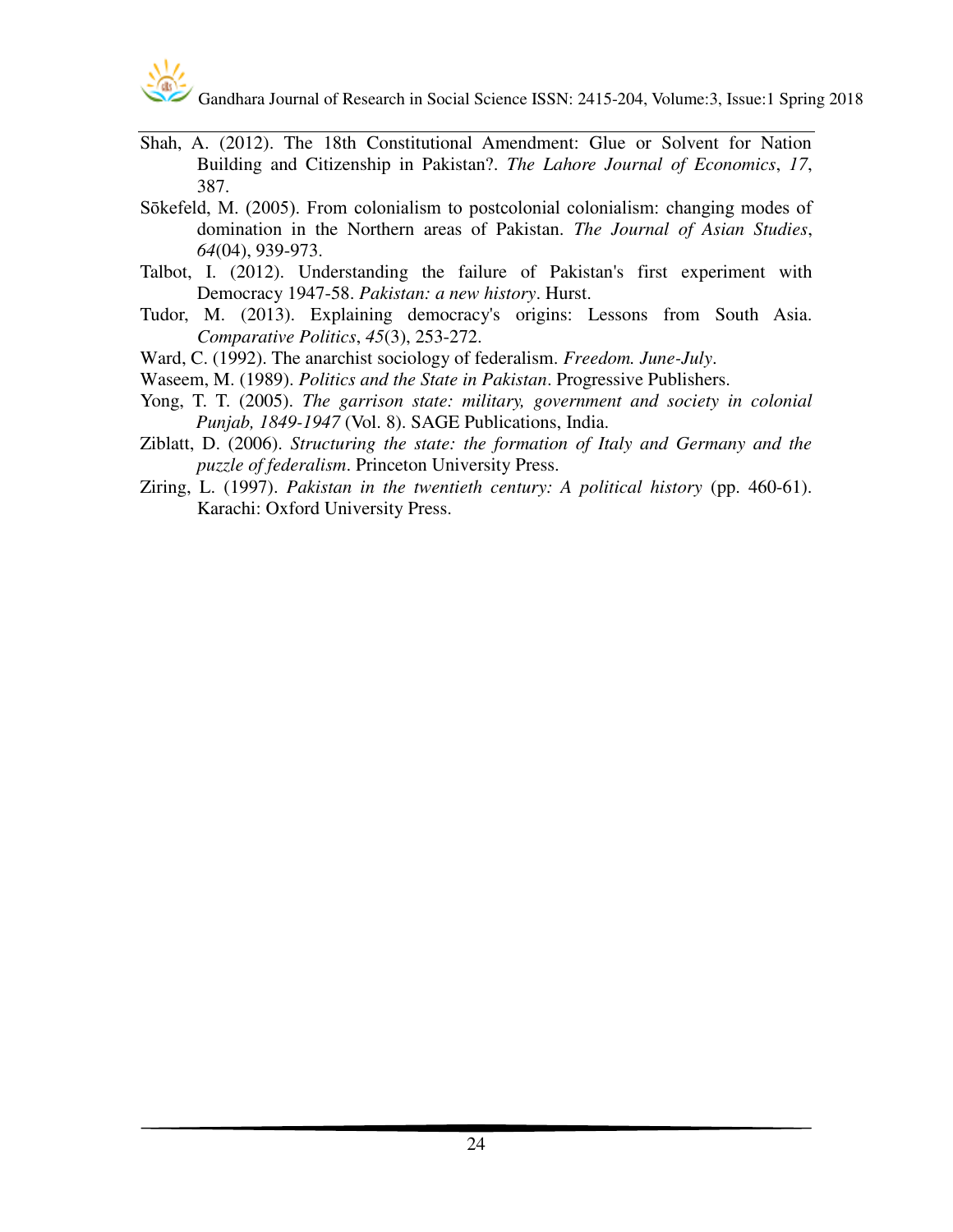Shah, A. (2012). The 18th Constitutional Amendment: Glue or Solvent for Nation Building and Citizenship in Pakistan?. *The Lahore Journal of Economics*, *17*, 387.

Sōkefeld, M. (2005). From colonialism to postcolonial colonialism: changing modes of domination in the Northern areas of Pakistan. *The Journal of Asian Studies*, *64*(04), 939-973.

Talbot, I. (2012). Understanding the failure of Pakistan's first experiment with Democracy 1947-58. *Pakistan: a new history*. Hurst.

Tudor, M. (2013). Explaining democracy's origins: Lessons from South Asia. *Comparative Politics*, *45*(3), 253-272.

Ward, C. (1992). The anarchist sociology of federalism. *Freedom. June-July*.

Waseem, M. (1989). *Politics and the State in Pakistan*. Progressive Publishers.

Yong, T. T. (2005). *The garrison state: military, government and society in colonial Punjab, 1849-1947* (Vol. 8). SAGE Publications, India.

Ziblatt, D. (2006). *Structuring the state: the formation of Italy and Germany and the puzzle of federalism*. Princeton University Press.

Ziring, L. (1997). *Pakistan in the twentieth century: A political history* (pp. 460-61). Karachi: Oxford University Press.